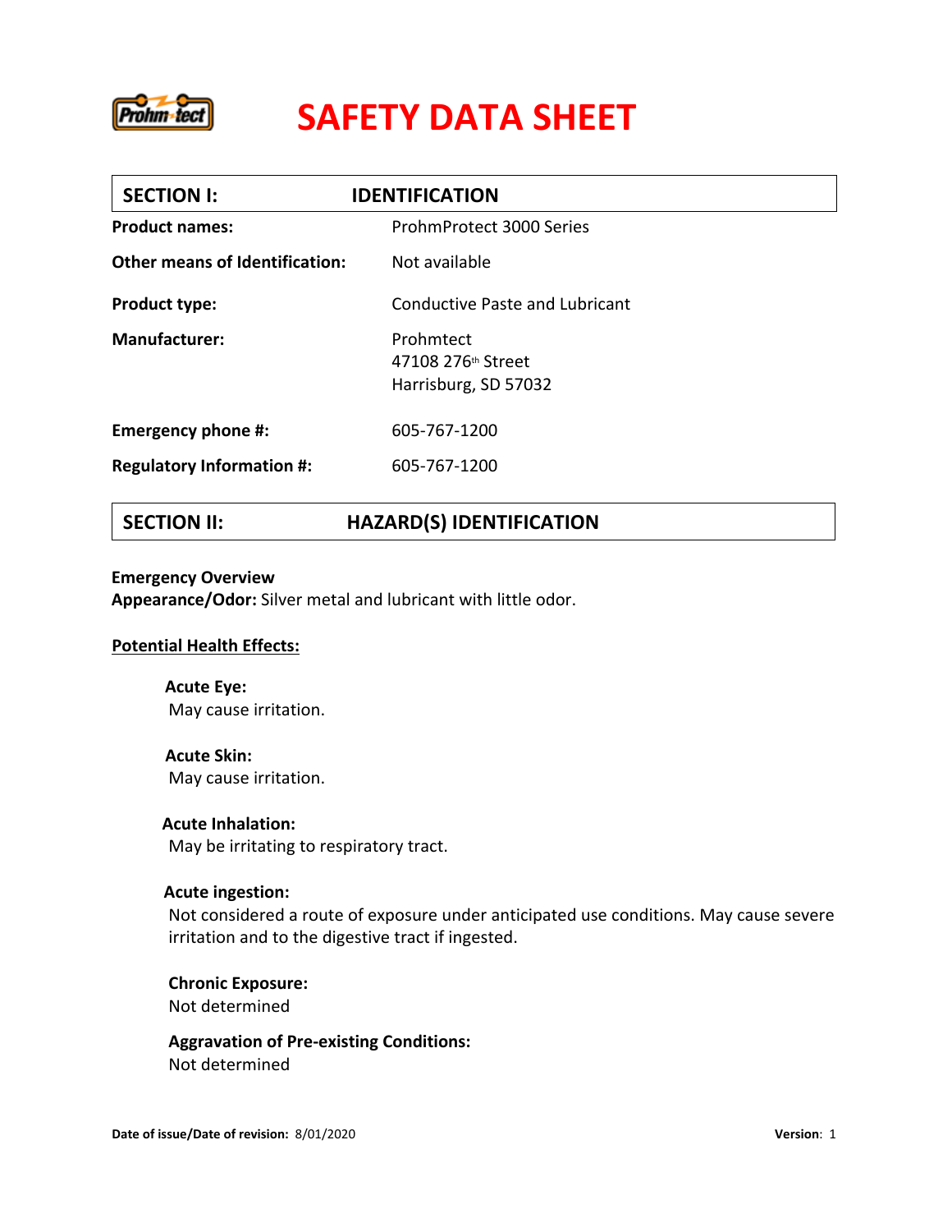# SAFETY DATA SHEET

## SECTION I: IDENTIFICATION

**Product names:** ProhmProtect 3000 Series

**Other means of Identification:** Not available

**Product type:** Conductive Paste and Lubricant

**Manufacturer:** Prohmtect
47108 276th Street
Harrisburg, SD 57032

**Emergency phone #:** 605-767-1200

**Regulatory Information #:** 605-767-1200

## SECTION II: HAZARD(S) IDENTIFICATION

**Emergency Overview**
**Appearance/Odor:** Silver metal and lubricant with little odor.

**Potential Health Effects:**

**Acute Eye:**
May cause irritation.

**Acute Skin:**
May cause irritation.

**Acute Inhalation:**
May be irritating to respiratory tract.

**Acute ingestion:**
Not considered a route of exposure under anticipated use conditions. May cause severe irritation and to the digestive tract if ingested.

**Chronic Exposure:**
Not determined

**Aggravation of Pre-existing Conditions:**
Not determined

**Date of issue/Date of revision:** 8/01/2020 **Version**: 1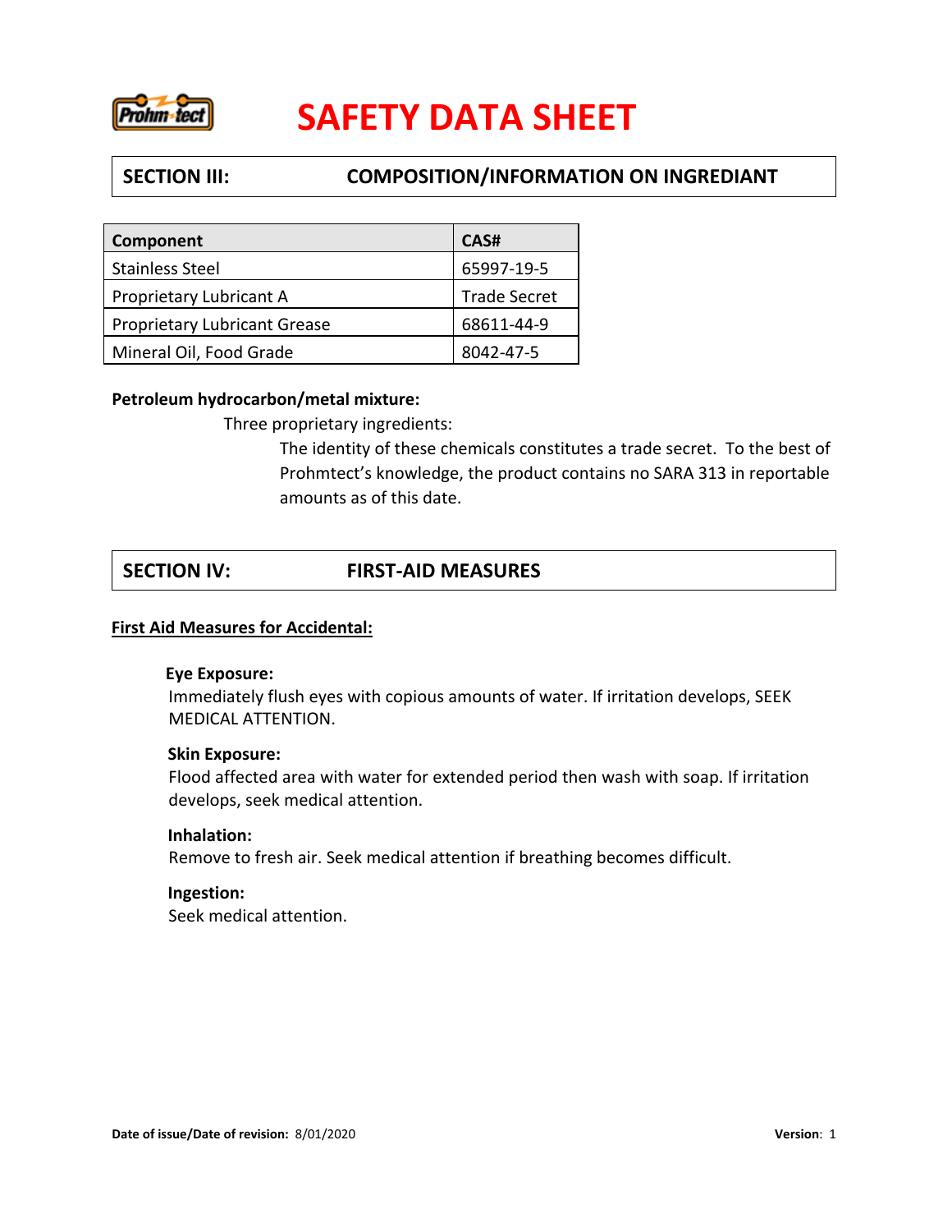# SAFETY DATA SHEET

## SECTION III: COMPOSITION/INFORMATION ON INGREDIANT

| Component | CAS# |
|---|---|
| Stainless Steel | 65997-19-5 |
| Proprietary Lubricant A | Trade Secret |
| Proprietary Lubricant Grease | 68611-44-9 |
| Mineral Oil, Food Grade | 8042-47-5 |

**Petroleum hydrocarbon/metal mixture:**

Three proprietary ingredients:

The identity of these chemicals constitutes a trade secret. To the best of Prohmtect's knowledge, the product contains no SARA 313 in reportable amounts as of this date.

## SECTION IV: FIRST-AID MEASURES

**First Aid Measures for Accidental:**

**Eye Exposure:**
Immediately flush eyes with copious amounts of water. If irritation develops, SEEK MEDICAL ATTENTION.

**Skin Exposure:**
Flood affected area with water for extended period then wash with soap. If irritation develops, seek medical attention.

**Inhalation:**
Remove to fresh air. Seek medical attention if breathing becomes difficult.

**Ingestion:**
Seek medical attention.

**Date of issue/Date of revision:** 8/01/2020 **Version**: 1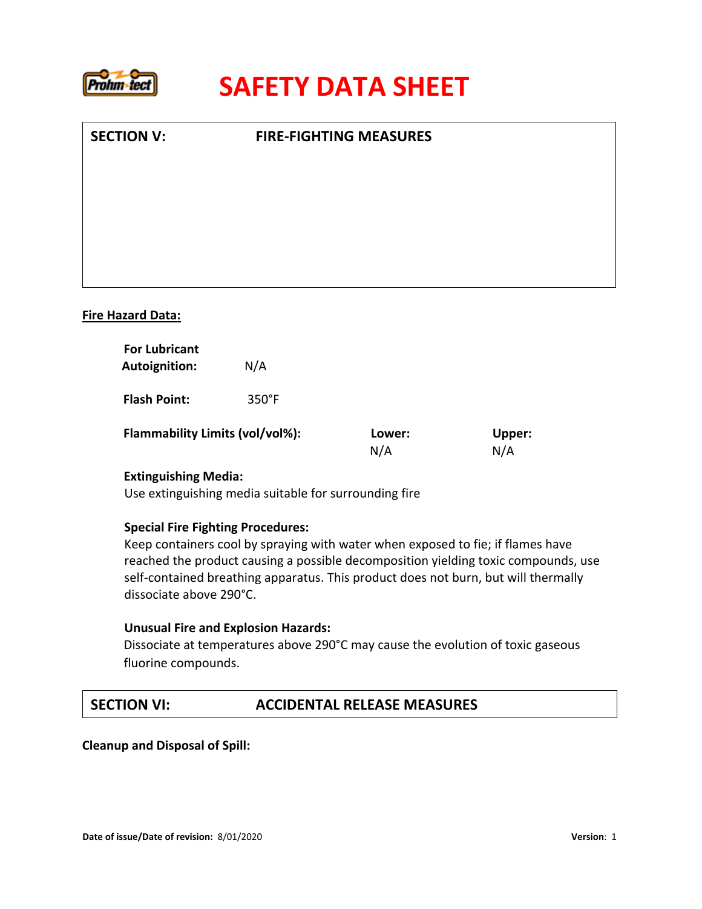# SAFETY DATA SHEET

## SECTION V: FIRE-FIGHTING MEASURES

**Fire Hazard Data:**

**For Lubricant**
**Autoignition:** N/A

**Flash Point:** 350°F

**Flammability Limits (vol/vol%):** **Lower:** N/A **Upper:** N/A

**Extinguishing Media:**
Use extinguishing media suitable for surrounding fire

**Special Fire Fighting Procedures:**
Keep containers cool by spraying with water when exposed to fie; if flames have reached the product causing a possible decomposition yielding toxic compounds, use self-contained breathing apparatus. This product does not burn, but will thermally dissociate above 290°C.

**Unusual Fire and Explosion Hazards:**
Dissociate at temperatures above 290°C may cause the evolution of toxic gaseous fluorine compounds.

## SECTION VI: ACCIDENTAL RELEASE MEASURES

**Cleanup and Disposal of Spill:**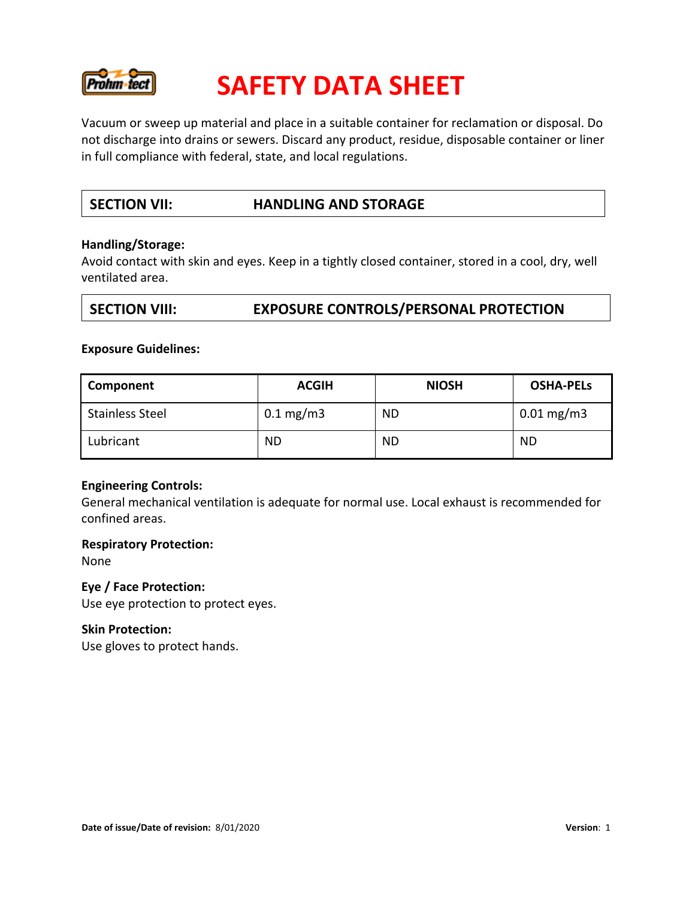Vacuum or sweep up material and place in a suitable container for reclamation or disposal. Do not discharge into drains or sewers. Discard any product, residue, disposable container or liner in full compliance with federal, state, and local regulations.

## SECTION VII: HANDLING AND STORAGE

**Handling/Storage:**
Avoid contact with skin and eyes. Keep in a tightly closed container, stored in a cool, dry, well ventilated area.

## SECTION VIII: EXPOSURE CONTROLS/PERSONAL PROTECTION

**Exposure Guidelines:**

| Component | ACGIH | NIOSH | OSHA-PELs |
|---|---|---|---|
| Stainless Steel | 0.1 mg/m3 | ND | 0.01 mg/m3 |
| Lubricant | ND | ND | ND |

**Engineering Controls:**
General mechanical ventilation is adequate for normal use. Local exhaust is recommended for confined areas.

**Respiratory Protection:**
None

**Eye / Face Protection:**
Use eye protection to protect eyes.

**Skin Protection:**
Use gloves to protect hands.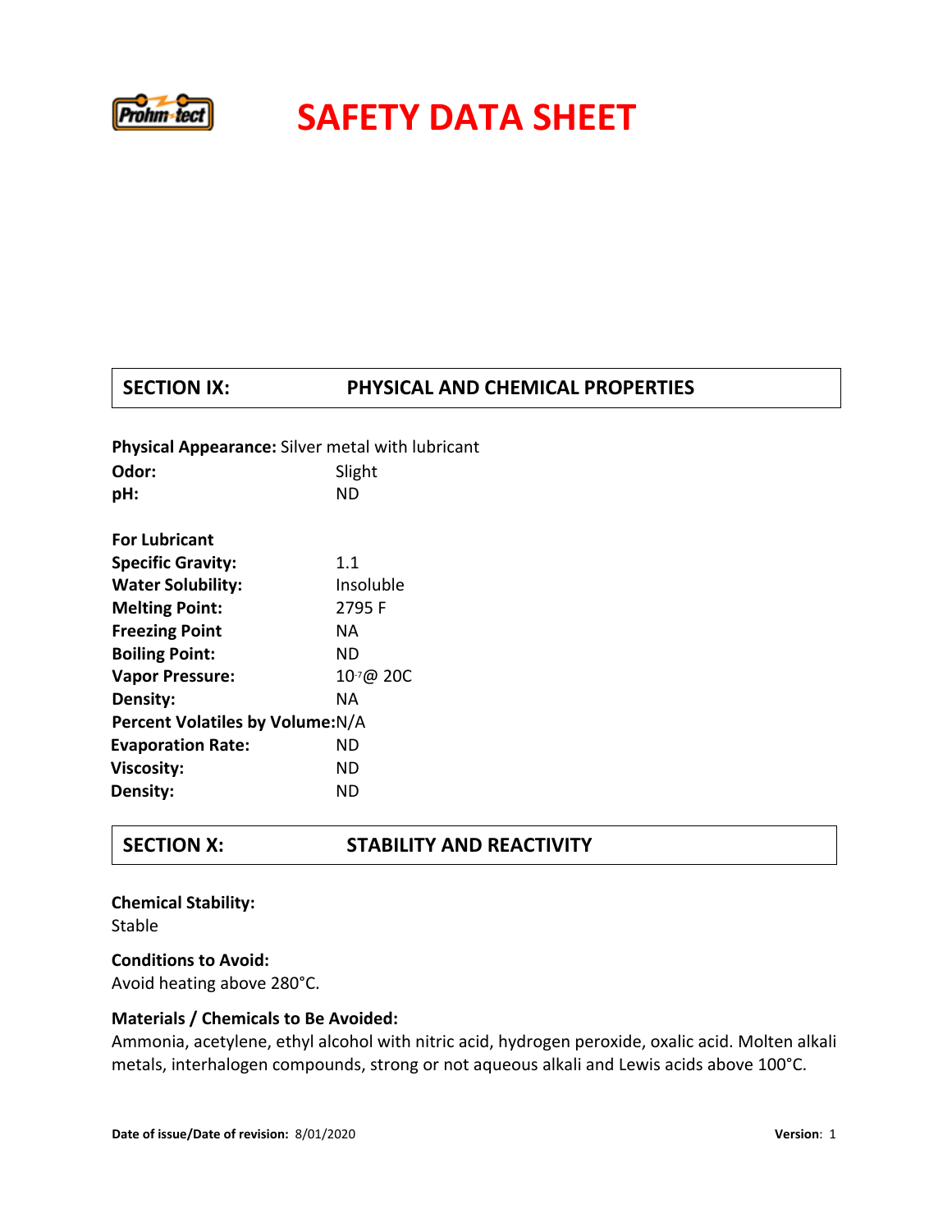# SAFETY DATA SHEET

## SECTION IX: PHYSICAL AND CHEMICAL PROPERTIES

**Physical Appearance:** Silver metal with lubricant
**Odor:** Slight
**pH:** ND

**For Lubricant**
**Specific Gravity:** 1.1
**Water Solubility:** Insoluble
**Melting Point:** 2795 F
**Freezing Point** NA
**Boiling Point:** ND
**Vapor Pressure:** $10^{-7}$@ 20C
**Density:** NA
**Percent Volatiles by Volume:** N/A
**Evaporation Rate:** ND
**Viscosity:** ND
**Density:** ND

## SECTION X: STABILITY AND REACTIVITY

**Chemical Stability:**
Stable

**Conditions to Avoid:**
Avoid heating above 280°C.

**Materials / Chemicals to Be Avoided:**
Ammonia, acetylene, ethyl alcohol with nitric acid, hydrogen peroxide, oxalic acid. Molten alkali metals, interhalogen compounds, strong or not aqueous alkali and Lewis acids above 100°C.

**Date of issue/Date of revision:** 8/01/2020 **Version**: 1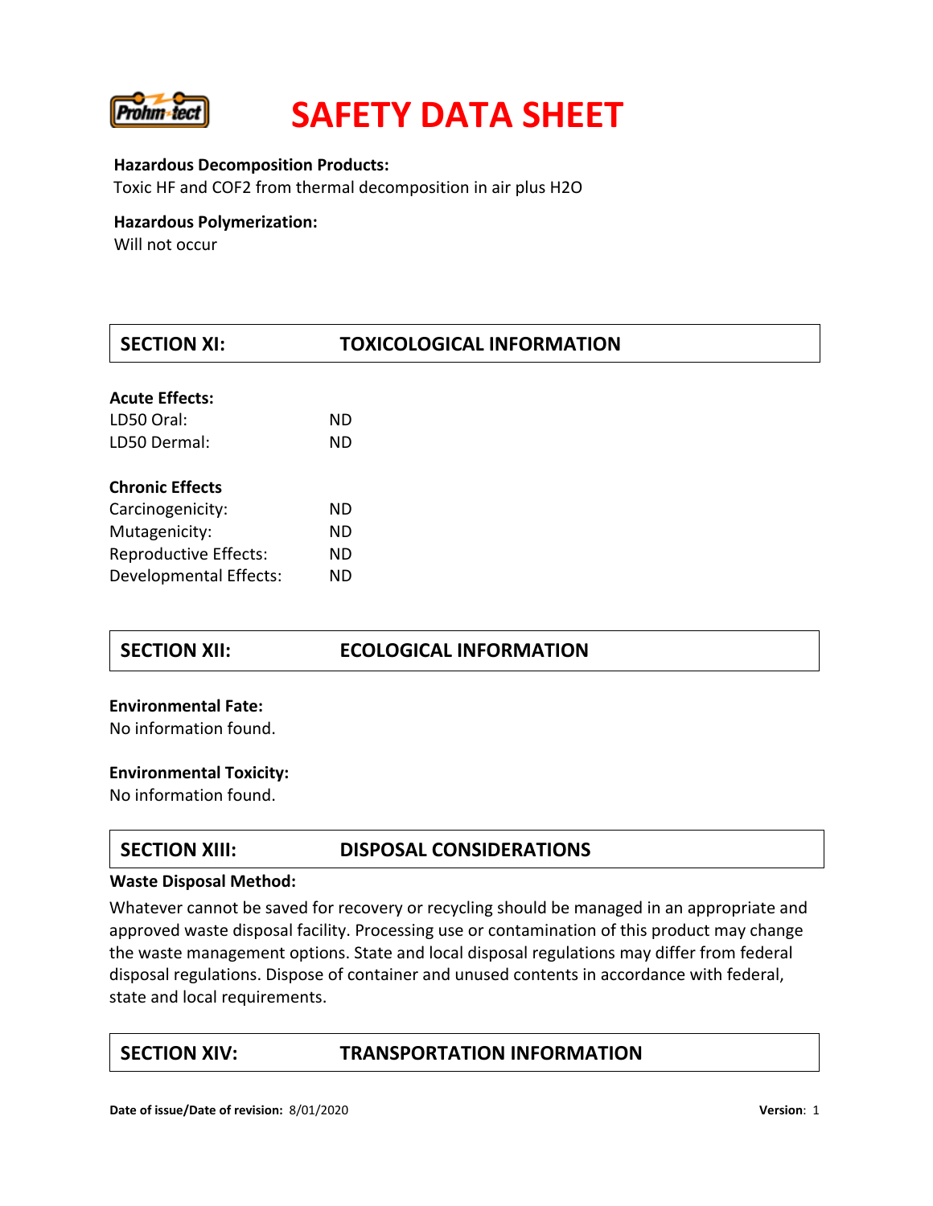**Hazardous Decomposition Products:**
Toxic HF and $COF_2$ from thermal decomposition in air plus $H_2O$

**Hazardous Polymerization:**
Will not occur

## SECTION XI: TOXICOLOGICAL INFORMATION

**Acute Effects:**

| | |
|---|---|
| LD50 Oral: | ND |
| LD50 Dermal: | ND |

**Chronic Effects**

| | |
|---|---|
| Carcinogenicity: | ND |
| Mutagenicity: | ND |
| Reproductive Effects: | ND |
| Developmental Effects: | ND |

## SECTION XII: ECOLOGICAL INFORMATION

**Environmental Fate:**
No information found.

**Environmental Toxicity:**
No information found.

## SECTION XIII: DISPOSAL CONSIDERATIONS

**Waste Disposal Method:**
Whatever cannot be saved for recovery or recycling should be managed in an appropriate and approved waste disposal facility. Processing use or contamination of this product may change the waste management options. State and local disposal regulations may differ from federal disposal regulations. Dispose of container and unused contents in accordance with federal, state and local requirements.

## SECTION XIV: TRANSPORTATION INFORMATION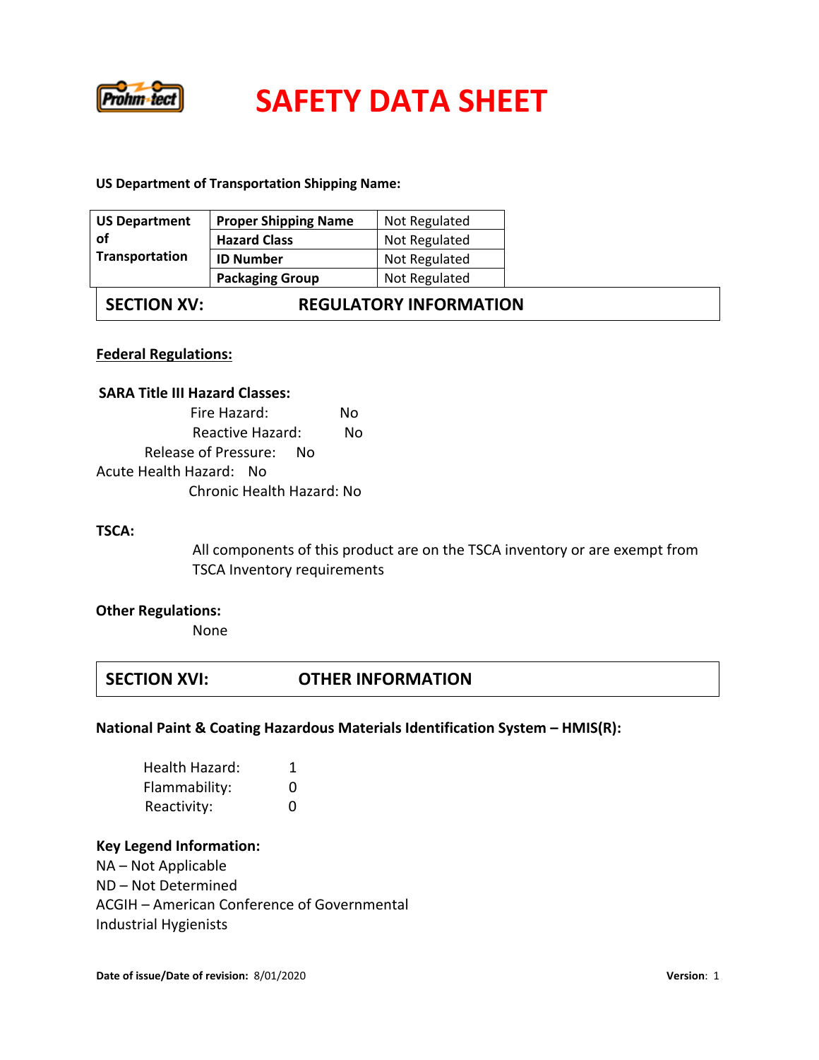# SAFETY DATA SHEET

**US Department of Transportation Shipping Name:**

| US Department of Transportation | | |
|---|---|---|
| | **Proper Shipping Name** | Not Regulated |
| | **Hazard Class** | Not Regulated |
| | **ID Number** | Not Regulated |
| | **Packaging Group** | Not Regulated |

## SECTION XV: REGULATORY INFORMATION

**Federal Regulations:**

**SARA Title III Hazard Classes:**

Fire Hazard: No
Reactive Hazard: No
Release of Pressure: No
Acute Health Hazard: No
Chronic Health Hazard: No

**TSCA:**

All components of this product are on the TSCA inventory or are exempt from TSCA Inventory requirements

**Other Regulations:**

None

## SECTION XVI: OTHER INFORMATION

**National Paint & Coating Hazardous Materials Identification System – HMIS(R):**

Health Hazard: 1
Flammability: 0
Reactivity: 0

**Key Legend Information:**

NA – Not Applicable
ND – Not Determined
ACGIH – American Conference of Governmental Industrial Hygienists

**Date of issue/Date of revision:** 8/01/2020 **Version**: 1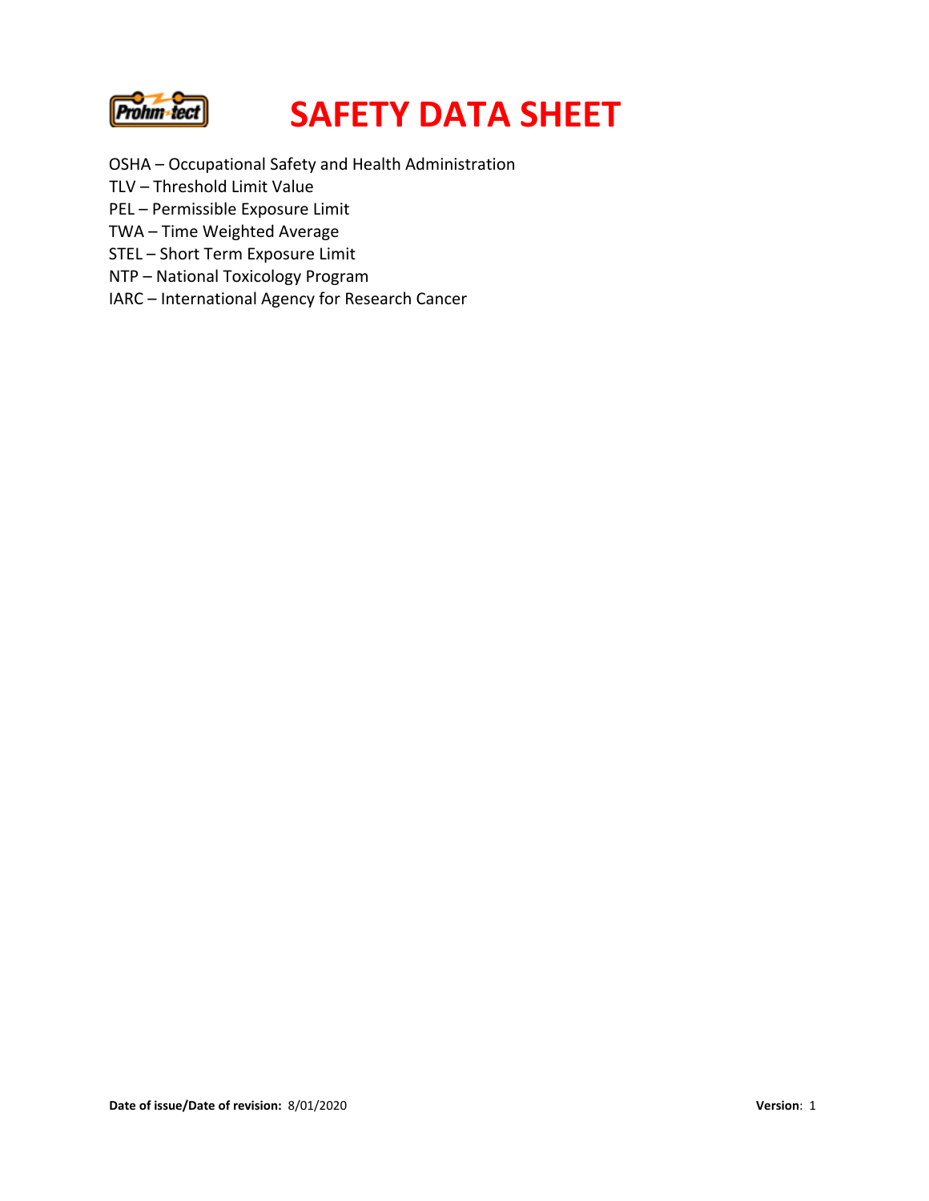# SAFETY DATA SHEET

OSHA – Occupational Safety and Health Administration
TLV – Threshold Limit Value
PEL – Permissible Exposure Limit
TWA – Time Weighted Average
STEL – Short Term Exposure Limit
NTP – National Toxicology Program
IARC – International Agency for Research Cancer